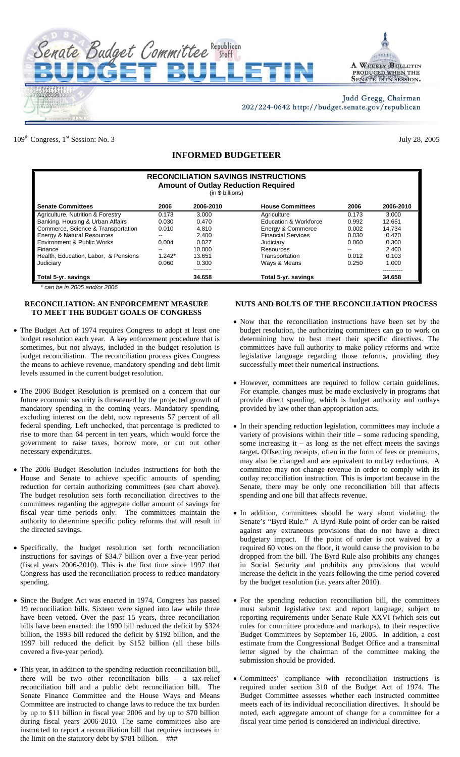# Senate Budget Committee Republican Staff

# BUDGET BULLETIN

A WEEKLY BULLETIN PRODUCED WHEN THE SENATE IS IN SESSION.

Judd Gregg, Chairman
202/224-0642 http://budget.senate.gov/republican

109th Congress, 1st Session: No. 3

July 28, 2005

## INFORMED BUDGETEER

**RECONCILIATION SAVINGS INSTRUCTIONS**
**Amount of Outlay Reduction Required**
(in $ billions)

| Senate Committees | 2006 | 2006-2010 | House Committees | 2006 | 2006-2010 |
|---|---|---|---|---|---|
| Agriculture, Nutrition & Forestry | 0.173 | 3.000 | Agriculture | 0.173 | 3.000 |
| Banking, Housing & Urban Affairs | 0.030 | 0.470 | Education & Workforce | 0.992 | 12.651 |
| Commerce, Science & Transportation | 0.010 | 4.810 | Energy & Commerce | 0.002 | 14.734 |
| Energy & Natural Resources | -- | 2.400 | Financial Services | 0.030 | 0.470 |
| Environment & Public Works | 0.004 | 0.027 | Judiciary | 0.060 | 0.300 |
| Finance | -- | 10.000 | Resources | -- | 2.400 |
| Health, Education, Labor, & Pensions | 1.242* | 13.651 | Transportation | 0.012 | 0.103 |
| Judiciary | 0.060 | 0.300 | Ways & Means | 0.250 | 1.000 |
| **Total 5-yr. savings** | | **34.658** | **Total 5-yr. savings** | | **34.658** |

*\* can be in 2005 and/or 2006*

### RECONCILIATION: AN ENFORCEMENT MEASURE TO MEET THE BUDGET GOALS OF CONGRESS

- The Budget Act of 1974 requires Congress to adopt at least one budget resolution each year. A key enforcement procedure that is sometimes, but not always, included in the budget resolution is budget reconciliation. The reconciliation process gives Congress the means to achieve revenue, mandatory spending and debt limit levels assumed in the current budget resolution.

- The 2006 Budget Resolution is premised on a concern that our future economic security is threatened by the projected growth of mandatory spending in the coming years. Mandatory spending, excluding interest on the debt, now represents 57 percent of all federal spending. Left unchecked, that percentage is predicted to rise to more than 64 percent in ten years, which would force the government to raise taxes, borrow more, or cut out other necessary expenditures.

- The 2006 Budget Resolution includes instructions for both the House and Senate to achieve specific amounts of spending reduction for certain authorizing committees (see chart above). The budget resolution sets forth reconciliation directives to the committees regarding the aggregate dollar amount of savings for fiscal year time periods only. The committees maintain the authority to determine specific policy reforms that will result in the directed savings.

- Specifically, the budget resolution set forth reconciliation instructions for savings of $34.7 billion over a five-year period (fiscal years 2006-2010). This is the first time since 1997 that Congress has used the reconciliation process to reduce mandatory spending.

- Since the Budget Act was enacted in 1974, Congress has passed 19 reconciliation bills. Sixteen were signed into law while three have been vetoed. Over the past 15 years, three reconciliation bills have been enacted: the 1990 bill reduced the deficit by $324 billion, the 1993 bill reduced the deficit by $192 billion, and the 1997 bill reduced the deficit by $152 billion (all these bills covered a five-year period).

- This year, in addition to the spending reduction reconciliation bill, there will be two other reconciliation bills – a tax-relief reconciliation bill and a public debt reconciliation bill. The Senate Finance Committee and the House Ways and Means Committee are instructed to change laws to reduce the tax burden by up to $11 billion in fiscal year 2006 and by up to $70 billion during fiscal years 2006-2010. The same committees also are instructed to report a reconciliation bill that requires increases in the limit on the statutory debt by $781 billion. ###

### NUTS AND BOLTS OF THE RECONCILIATION PROCESS

- Now that the reconciliation instructions have been set by the budget resolution, the authorizing committees can go to work on determining how to best meet their specific directives. The committees have full authority to make policy reforms and write legislative language regarding those reforms, providing they successfully meet their numerical instructions.

- However, committees are required to follow certain guidelines. For example, changes must be made exclusively in programs that provide direct spending, which is budget authority and outlays provided by law other than appropriation acts.

- In their spending reduction legislation, committees may include a variety of provisions within their title – some reducing spending, some increasing it – as long as the net effect meets the savings target**.** Offsetting receipts, often in the form of fees or premiums, may also be changed and are equivalent to outlay reductions. A committee may not change revenue in order to comply with its outlay reconciliation instruction. This is important because in the Senate, there may be only one reconciliation bill that affects spending and one bill that affects revenue.

- In addition, committees should be wary about violating the Senate's "Byrd Rule." A Byrd Rule point of order can be raised against any extraneous provisions that do not have a direct budgetary impact. If the point of order is not waived by a required 60 votes on the floor, it would cause the provision to be dropped from the bill. The Byrd Rule also prohibits any changes in Social Security and prohibits any provisions that would increase the deficit in the years following the time period covered by the budget resolution (i.e. years after 2010).

- For the spending reduction reconciliation bill, the committees must submit legislative text and report language, subject to reporting requirements under Senate Rule XXVI (which sets out rules for committee procedure and markups), to their respective Budget Committees by September 16, 2005. In addition, a cost estimate from the Congressional Budget Office and a transmittal letter signed by the chairman of the committee making the submission should be provided.

- Committees' compliance with reconciliation instructions is required under section 310 of the Budget Act of 1974. The Budget Committee assesses whether each instructed committee meets each of its individual reconciliation directives. It should be noted, each aggregate amount of change for a committee for a fiscal year time period is considered an individual directive.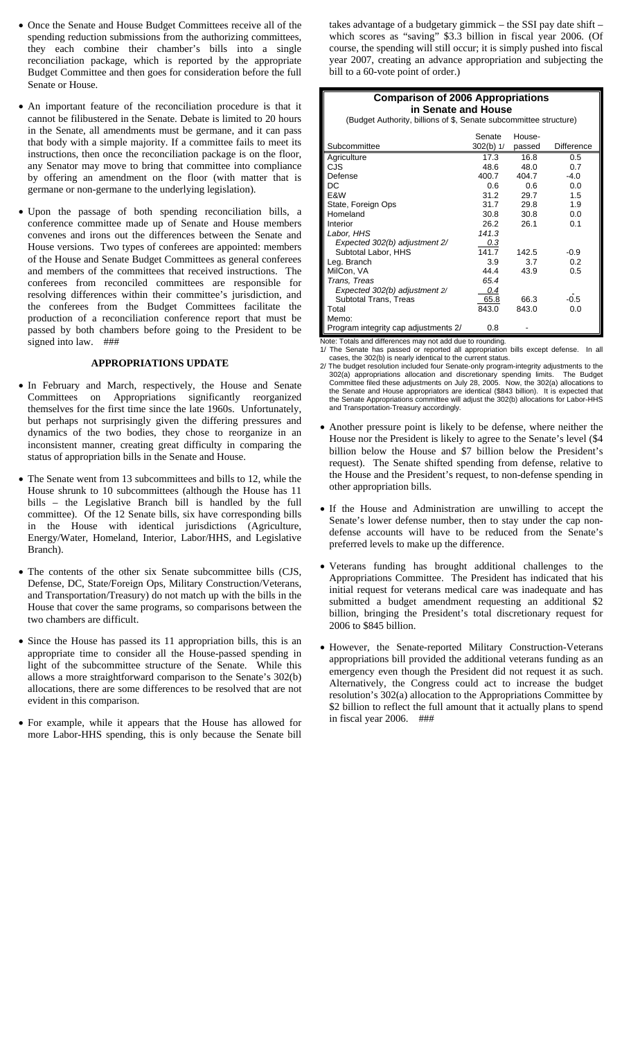- Once the Senate and House Budget Committees receive all of the spending reduction submissions from the authorizing committees, they each combine their chamber's bills into a single reconciliation package, which is reported by the appropriate Budget Committee and then goes for consideration before the full Senate or House.

- An important feature of the reconciliation procedure is that it cannot be filibustered in the Senate. Debate is limited to 20 hours in the Senate, all amendments must be germane, and it can pass that body with a simple majority. If a committee fails to meet its instructions, then once the reconciliation package is on the floor, any Senator may move to bring that committee into compliance by offering an amendment on the floor (with matter that is germane or non-germane to the underlying legislation).

- Upon the passage of both spending reconciliation bills, a conference committee made up of Senate and House members convenes and irons out the differences between the Senate and House versions. Two types of conferees are appointed: members of the House and Senate Budget Committees as general conferees and members of the committees that received instructions. The conferees from reconciled committees are responsible for resolving differences within their committee's jurisdiction, and the conferees from the Budget Committees facilitate the production of a reconciliation conference report that must be passed by both chambers before going to the President to be signed into law. ###

**APPROPRIATIONS UPDATE**

- In February and March, respectively, the House and Senate Committees on Appropriations significantly reorganized themselves for the first time since the late 1960s. Unfortunately, but perhaps not surprisingly given the differing pressures and dynamics of the two bodies, they chose to reorganize in an inconsistent manner, creating great difficulty in comparing the status of appropriation bills in the Senate and House.

- The Senate went from 13 subcommittees and bills to 12, while the House shrunk to 10 subcommittees (although the House has 11 bills – the Legislative Branch bill is handled by the full committee). Of the 12 Senate bills, six have corresponding bills in the House with identical jurisdictions (Agriculture, Energy/Water, Homeland, Interior, Labor/HHS, and Legislative Branch).

- The contents of the other six Senate subcommittee bills (CJS, Defense, DC, State/Foreign Ops, Military Construction/Veterans, and Transportation/Treasury) do not match up with the bills in the House that cover the same programs, so comparisons between the two chambers are difficult.

- Since the House has passed its 11 appropriation bills, this is an appropriate time to consider all the House-passed spending in light of the subcommittee structure of the Senate. While this allows a more straightforward comparison to the Senate's 302(b) allocations, there are some differences to be resolved that are not evident in this comparison.

- For example, while it appears that the House has allowed for more Labor-HHS spending, this is only because the Senate bill takes advantage of a budgetary gimmick – the SSI pay date shift – which scores as "saving" $3.3 billion in fiscal year 2006. (Of course, the spending will still occur; it is simply pushed into fiscal year 2007, creating an advance appropriation and subjecting the bill to a 60-vote point of order.)

**Comparison of 2006 Appropriations in Senate and House**

(Budget Authority, billions of $, Senate subcommittee structure)

| Subcommittee | Senate 302(b) 1/ | House-passed | Difference |
|---|---|---|---|
| Agriculture | 17.3 | 16.8 | 0.5 |
| CJS | 48.6 | 48.0 | 0.7 |
| Defense | 400.7 | 404.7 | -4.0 |
| DC | 0.6 | 0.6 | 0.0 |
| E&W | 31.2 | 29.7 | 1.5 |
| State, Foreign Ops | 31.7 | 29.8 | 1.9 |
| Homeland | 30.8 | 30.8 | 0.0 |
| Interior | 26.2 | 26.1 | 0.1 |
| *Labor, HHS* | *141.3* | | |
| *Expected 302(b) adjustment 2/* | *0.3* | | |
| Subtotal Labor, HHS | 141.7 | 142.5 | -0.9 |
| Leg. Branch | 3.9 | 3.7 | 0.2 |
| MilCon, VA | 44.4 | 43.9 | 0.5 |
| *Trans, Treas* | *65.4* | | |
| *Expected 302(b) adjustment 2/* | *0.4* | | |
| Subtotal Trans, Treas | 65.8 | 66.3 | -0.5 |
| Total | 843.0 | 843.0 | 0.0 |
| Memo: | | | |
| Program integrity cap adjustments 2/ | 0.8 | - | |

Note: Totals and differences may not add due to rounding.

1/ The Senate has passed or reported all appropriation bills except defense. In all cases, the 302(b) is nearly identical to the current status.

2/ The budget resolution included four Senate-only program-integrity adjustments to the 302(a) appropriations allocation and discretionary spending limits. The Budget Committee filed these adjustments on July 28, 2005. Now, the 302(a) allocations to the Senate and House appropriators are identical ($843 billion). It is expected that the Senate Appropriations committee will adjust the 302(b) allocations for Labor-HHS and Transportation-Treasury accordingly.

- Another pressure point is likely to be defense, where neither the House nor the President is likely to agree to the Senate's level ($4 billion below the House and $7 billion below the President's request). The Senate shifted spending from defense, relative to the House and the President's request, to non-defense spending in other appropriation bills.

- If the House and Administration are unwilling to accept the Senate's lower defense number, then to stay under the cap non-defense accounts will have to be reduced from the Senate's preferred levels to make up the difference.

- Veterans funding has brought additional challenges to the Appropriations Committee. The President has indicated that his initial request for veterans medical care was inadequate and has submitted a budget amendment requesting an additional $2 billion, bringing the President's total discretionary request for 2006 to $845 billion.

- However, the Senate-reported Military Construction-Veterans appropriations bill provided the additional veterans funding as an emergency even though the President did not request it as such. Alternatively, the Congress could act to increase the budget resolution's 302(a) allocation to the Appropriations Committee by $2 billion to reflect the full amount that it actually plans to spend in fiscal year 2006. ###